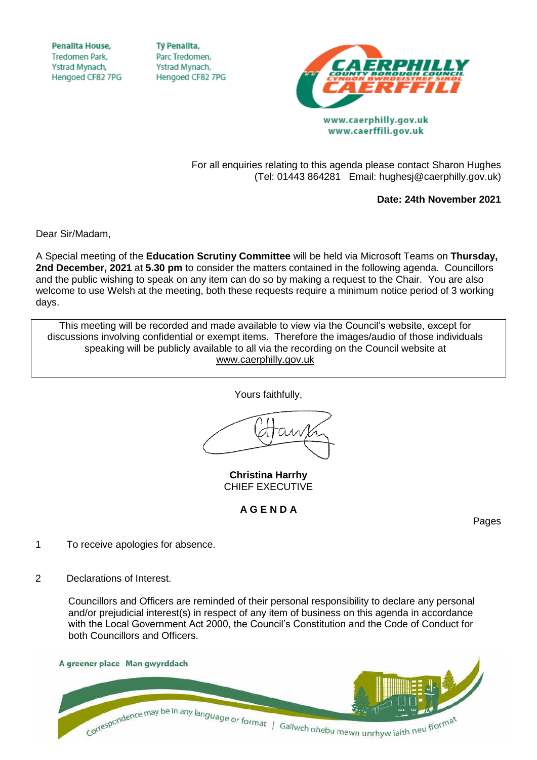Penallta House,
Tredomen Park,
Ystrad Mynach,
Hengoed CF82 7PG

Tŷ Penallta,
Parc Tredomen,
Ystrad Mynach,
Hengoed CF82 7PG

**CAERPHILLY COUNTY BOROUGH COUNCIL**
**CYNGOR BWRDEISTREF SIROL CAERFFILI**

www.caerphilly.gov.uk
www.caerffili.gov.uk

For all enquiries relating to this agenda please contact Sharon Hughes
(Tel: 01443 864281 Email: hughesj@caerphilly.gov.uk)

**Date: 24th November 2021**

Dear Sir/Madam,

A Special meeting of the **Education Scrutiny Committee** will be held via Microsoft Teams on **Thursday, 2nd December, 2021** at **5.30 pm** to consider the matters contained in the following agenda. Councillors and the public wishing to speak on any item can do so by making a request to the Chair. You are also welcome to use Welsh at the meeting, both these requests require a minimum notice period of 3 working days.

> This meeting will be recorded and made available to view via the Council's website, except for discussions involving confidential or exempt items. Therefore the images/audio of those individuals speaking will be publicly available to all via the recording on the Council website at www.caerphilly.gov.uk

Yours faithfully,

**Christina Harrhy**
CHIEF EXECUTIVE

**A G E N D A**

Pages

1 To receive apologies for absence.

2 Declarations of Interest.

Councillors and Officers are reminded of their personal responsibility to declare any personal and/or prejudicial interest(s) in respect of any item of business on this agenda in accordance with the Local Government Act 2000, the Council's Constitution and the Code of Conduct for both Councillors and Officers.

A greener place Man gwyrddach

Correspondence may be in any language or format | Gallwch ohebu mewn unrhyw iaith neu fformat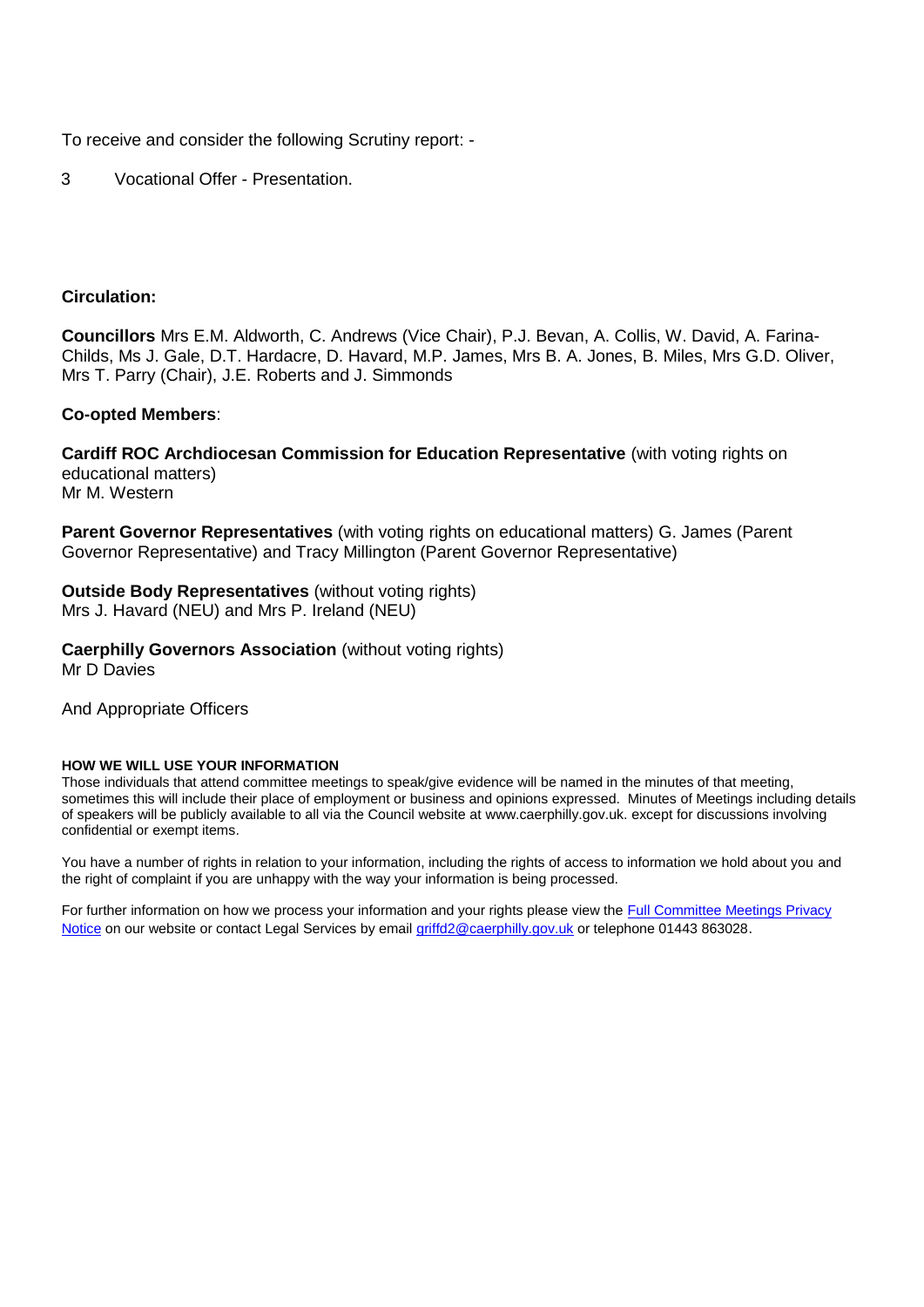To receive and consider the following Scrutiny report: -

3 Vocational Offer - Presentation.

**Circulation:**

**Councillors** Mrs E.M. Aldworth, C. Andrews (Vice Chair), P.J. Bevan, A. Collis, W. David, A. Farina-Childs, Ms J. Gale, D.T. Hardacre, D. Havard, M.P. James, Mrs B. A. Jones, B. Miles, Mrs G.D. Oliver, Mrs T. Parry (Chair), J.E. Roberts and J. Simmonds

**Co-opted Members**:

**Cardiff ROC Archdiocesan Commission for Education Representative** (with voting rights on educational matters)
Mr M. Western

**Parent Governor Representatives** (with voting rights on educational matters) G. James (Parent Governor Representative) and Tracy Millington (Parent Governor Representative)

**Outside Body Representatives** (without voting rights)
Mrs J. Havard (NEU) and Mrs P. Ireland (NEU)

**Caerphilly Governors Association** (without voting rights)
Mr D Davies

And Appropriate Officers

**HOW WE WILL USE YOUR INFORMATION**

Those individuals that attend committee meetings to speak/give evidence will be named in the minutes of that meeting, sometimes this will include their place of employment or business and opinions expressed. Minutes of Meetings including details of speakers will be publicly available to all via the Council website at www.caerphilly.gov.uk. except for discussions involving confidential or exempt items.

You have a number of rights in relation to your information, including the rights of access to information we hold about you and the right of complaint if you are unhappy with the way your information is being processed.

For further information on how we process your information and your rights please view the Full Committee Meetings Privacy Notice on our website or contact Legal Services by email griffd2@caerphilly.gov.uk or telephone 01443 863028.